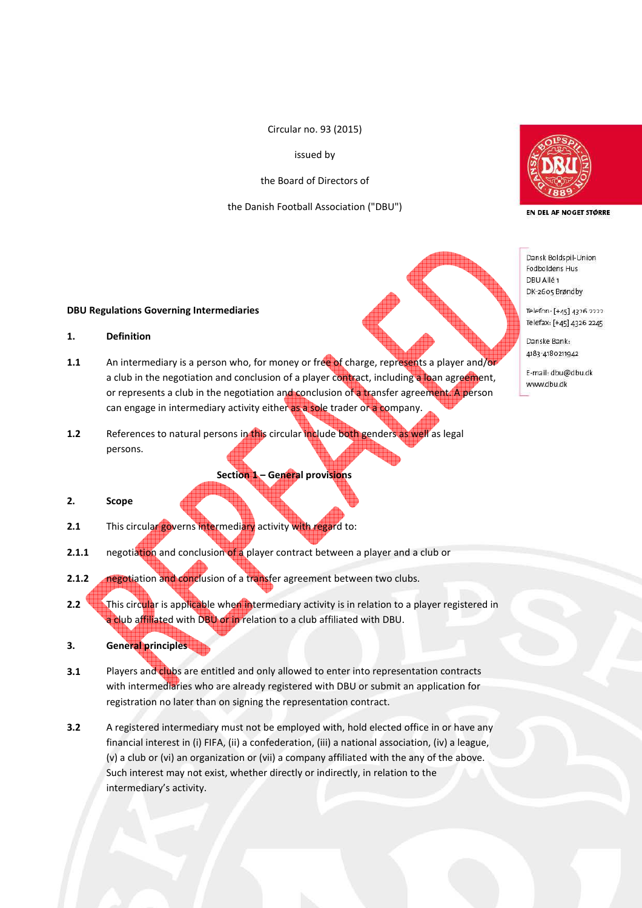Circular no. 93 (2015)

issued by

the Board of Directors of

the Danish Football Association ("DBU")

EN DEL AF NOGET STØRRE

Dansk Boldspil-Union
Fodboldens Hus
DBU Allé 1
DK-2605 Brøndby

Telefon: [+45] 4326 2222
Telefax: [+45] 4326 2245

Danske Bank:
4183-4180211942

E-mail: dbu@dbu.dk
www.dbu.dk

REPEALED

**DBU Regulations Governing Intermediaries**

**1. Definition**

**1.1** An intermediary is a person who, for money or free of charge, represents a player and/or a club in the negotiation and conclusion of a player contract, including a loan agreement, or represents a club in the negotiation and conclusion of a transfer agreement. A person can engage in intermediary activity either as a sole trader or a company.

**1.2** References to natural persons in this circular include both genders as well as legal persons.

## Section 1 – General provisions

**2. Scope**

**2.1** This circular governs intermediary activity with regard to:

**2.1.1** negotiation and conclusion of a player contract between a player and a club or

**2.1.2** negotiation and conclusion of a transfer agreement between two clubs.

**2.2** This circular is applicable when intermediary activity is in relation to a player registered in a club affiliated with DBU or in relation to a club affiliated with DBU.

**3. General principles**

**3.1** Players and clubs are entitled and only allowed to enter into representation contracts with intermediaries who are already registered with DBU or submit an application for registration no later than on signing the representation contract.

**3.2** A registered intermediary must not be employed with, hold elected office in or have any financial interest in (i) FIFA, (ii) a confederation, (iii) a national association, (iv) a league, (v) a club or (vi) an organization or (vii) a company affiliated with the any of the above. Such interest may not exist, whether directly or indirectly, in relation to the intermediary's activity.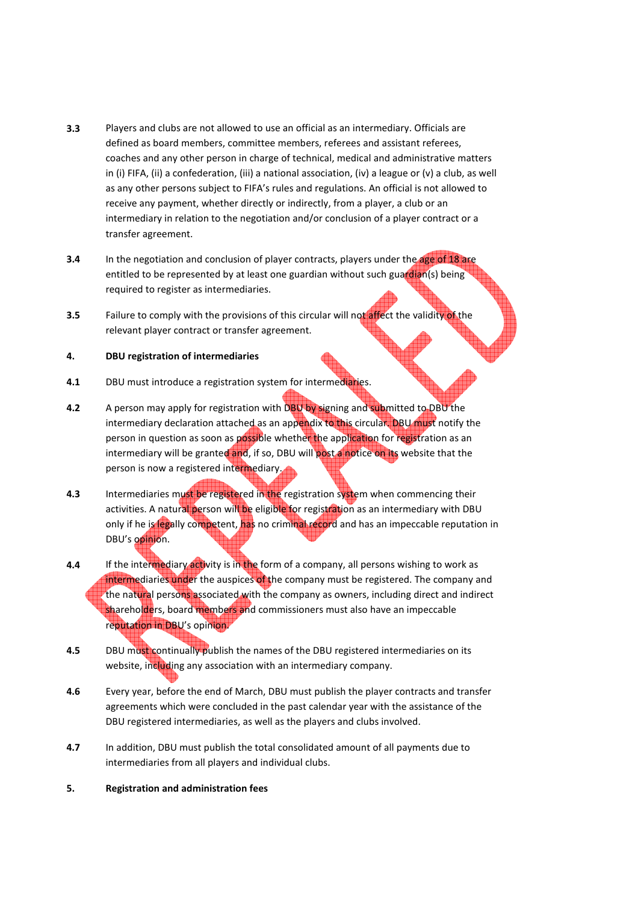**3.3** Players and clubs are not allowed to use an official as an intermediary. Officials are defined as board members, committee members, referees and assistant referees, coaches and any other person in charge of technical, medical and administrative matters in (i) FIFA, (ii) a confederation, (iii) a national association, (iv) a league or (v) a club, as well as any other persons subject to FIFA's rules and regulations. An official is not allowed to receive any payment, whether directly or indirectly, from a player, a club or an intermediary in relation to the negotiation and/or conclusion of a player contract or a transfer agreement.

**3.4** In the negotiation and conclusion of player contracts, players under the age of 18 are entitled to be represented by at least one guardian without such guardian(s) being required to register as intermediaries.

**3.5** Failure to comply with the provisions of this circular will not affect the validity of the relevant player contract or transfer agreement.

**4. DBU registration of intermediaries**

**4.1** DBU must introduce a registration system for intermediaries.

**4.2** A person may apply for registration with DBU by signing and submitted to DBU the intermediary declaration attached as an appendix to this circular. DBU must notify the person in question as soon as possible whether the application for registration as an intermediary will be granted and, if so, DBU will post a notice on its website that the person is now a registered intermediary.

**4.3** Intermediaries must be registered in the registration system when commencing their activities. A natural person will be eligible for registration as an intermediary with DBU only if he is legally competent, has no criminal record and has an impeccable reputation in DBU's opinion.

**4.4** If the intermediary activity is in the form of a company, all persons wishing to work as intermediaries under the auspices of the company must be registered. The company and the natural persons associated with the company as owners, including direct and indirect shareholders, board members and commissioners must also have an impeccable reputation in DBU's opinion.

**4.5** DBU must continually publish the names of the DBU registered intermediaries on its website, including any association with an intermediary company.

**4.6** Every year, before the end of March, DBU must publish the player contracts and transfer agreements which were concluded in the past calendar year with the assistance of the DBU registered intermediaries, as well as the players and clubs involved.

**4.7** In addition, DBU must publish the total consolidated amount of all payments due to intermediaries from all players and individual clubs.

**5. Registration and administration fees**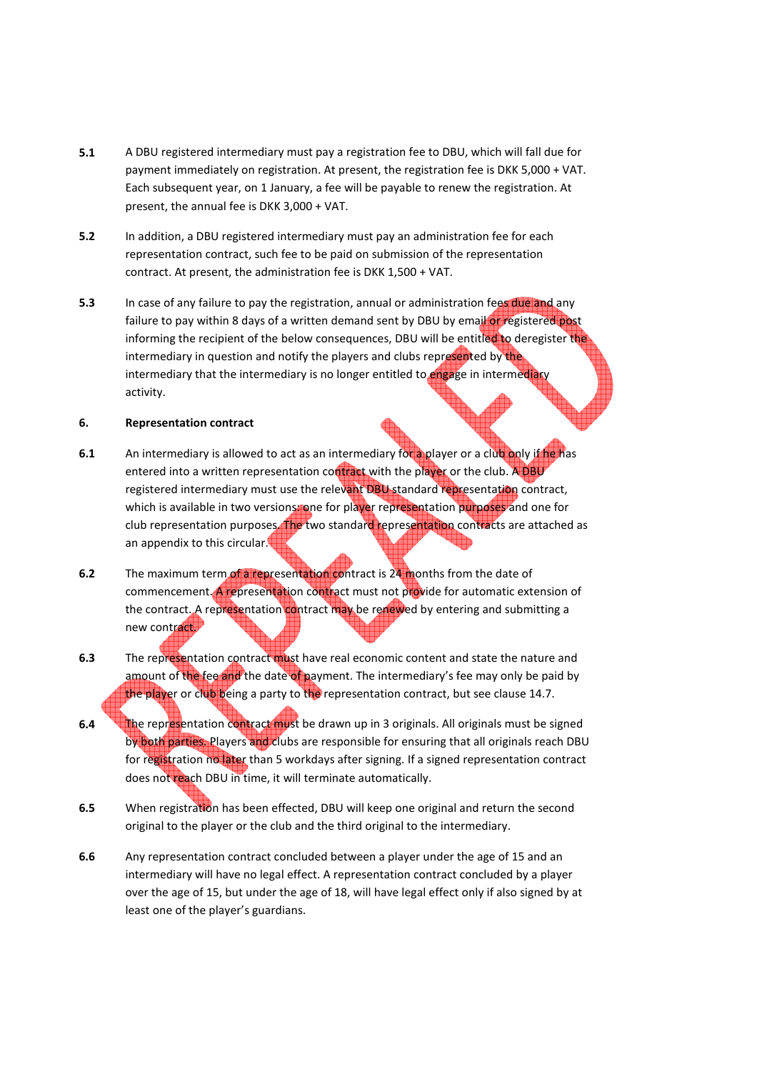**5.1** A DBU registered intermediary must pay a registration fee to DBU, which will fall due for payment immediately on registration. At present, the registration fee is DKK 5,000 + VAT. Each subsequent year, on 1 January, a fee will be payable to renew the registration. At present, the annual fee is DKK 3,000 + VAT.

**5.2** In addition, a DBU registered intermediary must pay an administration fee for each representation contract, such fee to be paid on submission of the representation contract. At present, the administration fee is DKK 1,500 + VAT.

**5.3** In case of any failure to pay the registration, annual or administration fees due and any failure to pay within 8 days of a written demand sent by DBU by email or registered post informing the recipient of the below consequences, DBU will be entitled to deregister the intermediary in question and notify the players and clubs represented by the intermediary that the intermediary is no longer entitled to engage in intermediary activity.

## 6. Representation contract

**6.1** An intermediary is allowed to act as an intermediary for a player or a club only if he has entered into a written representation contract with the player or the club. A DBU registered intermediary must use the relevant DBU standard representation contract, which is available in two versions: one for player representation purposes and one for club representation purposes. The two standard representation contracts are attached as an appendix to this circular.

**6.2** The maximum term of a representation contract is 24 months from the date of commencement. A representation contract must not provide for automatic extension of the contract. A representation contract may be renewed by entering and submitting a new contract.

**6.3** The representation contract must have real economic content and state the nature and amount of the fee and the date of payment. The intermediary's fee may only be paid by the player or club being a party to the representation contract, but see clause 14.7.

**6.4** The representation contract must be drawn up in 3 originals. All originals must be signed by both parties. Players and clubs are responsible for ensuring that all originals reach DBU for registration no later than 5 workdays after signing. If a signed representation contract does not reach DBU in time, it will terminate automatically.

**6.5** When registration has been effected, DBU will keep one original and return the second original to the player or the club and the third original to the intermediary.

**6.6** Any representation contract concluded between a player under the age of 15 and an intermediary will have no legal effect. A representation contract concluded by a player over the age of 15, but under the age of 18, will have legal effect only if also signed by at least one of the player's guardians.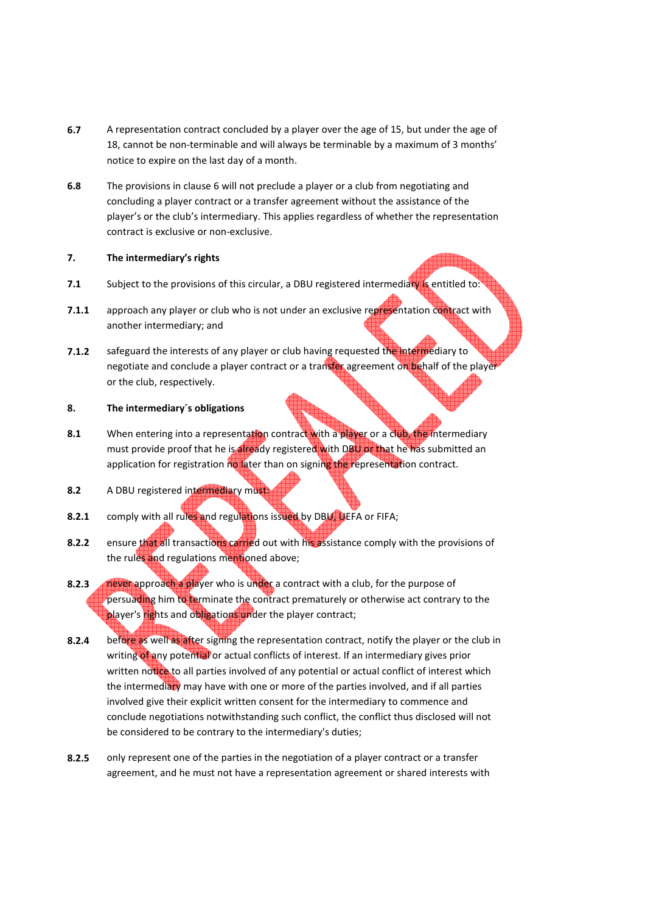**6.7** A representation contract concluded by a player over the age of 15, but under the age of 18, cannot be non-terminable and will always be terminable by a maximum of 3 months' notice to expire on the last day of a month.

**6.8** The provisions in clause 6 will not preclude a player or a club from negotiating and concluding a player contract or a transfer agreement without the assistance of the player's or the club's intermediary. This applies regardless of whether the representation contract is exclusive or non-exclusive.

**7. The intermediary's rights**

**7.1** Subject to the provisions of this circular, a DBU registered intermediary is entitled to:

**7.1.1** approach any player or club who is not under an exclusive representation contract with another intermediary; and

**7.1.2** safeguard the interests of any player or club having requested the intermediary to negotiate and conclude a player contract or a transfer agreement on behalf of the player or the club, respectively.

**8. The intermediary´s obligations**

**8.1** When entering into a representation contract with a player or a club, the intermediary must provide proof that he is already registered with DBU or that he has submitted an application for registration no later than on signing the representation contract.

**8.2** A DBU registered intermediary must:

**8.2.1** comply with all rules and regulations issued by DBU, UEFA or FIFA;

**8.2.2** ensure that all transactions carried out with his assistance comply with the provisions of the rules and regulations mentioned above;

**8.2.3** never approach a player who is under a contract with a club, for the purpose of persuading him to terminate the contract prematurely or otherwise act contrary to the player's rights and obligations under the player contract;

**8.2.4** before as well as after signing the representation contract, notify the player or the club in writing of any potential or actual conflicts of interest. If an intermediary gives prior written notice to all parties involved of any potential or actual conflict of interest which the intermediary may have with one or more of the parties involved, and if all parties involved give their explicit written consent for the intermediary to commence and conclude negotiations notwithstanding such conflict, the conflict thus disclosed will not be considered to be contrary to the intermediary's duties;

**8.2.5** only represent one of the parties in the negotiation of a player contract or a transfer agreement, and he must not have a representation agreement or shared interests with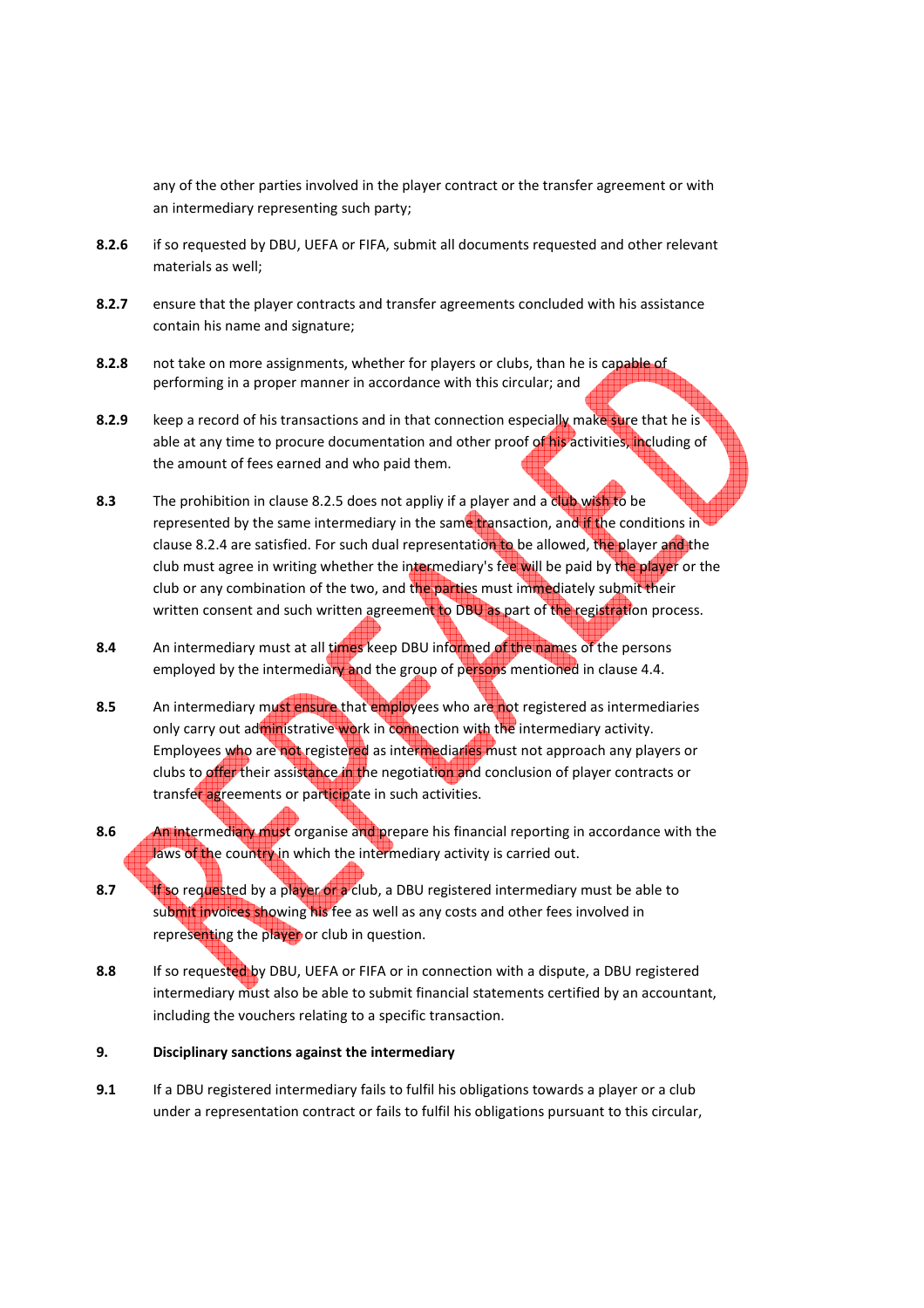any of the other parties involved in the player contract or the transfer agreement or with an intermediary representing such party;

**8.2.6** if so requested by DBU, UEFA or FIFA, submit all documents requested and other relevant materials as well;

**8.2.7** ensure that the player contracts and transfer agreements concluded with his assistance contain his name and signature;

**8.2.8** not take on more assignments, whether for players or clubs, than he is capable of performing in a proper manner in accordance with this circular; and

**8.2.9** keep a record of his transactions and in that connection especially make sure that he is able at any time to procure documentation and other proof of his activities, including of the amount of fees earned and who paid them.

**8.3** The prohibition in clause 8.2.5 does not appliy if a player and a club wish to be represented by the same intermediary in the same transaction, and if the conditions in clause 8.2.4 are satisfied. For such dual representation to be allowed, the player and the club must agree in writing whether the intermediary's fee will be paid by the player or the club or any combination of the two, and the parties must immediately submit their written consent and such written agreement to DBU as part of the registration process.

**8.4** An intermediary must at all times keep DBU informed of the names of the persons employed by the intermediary and the group of persons mentioned in clause 4.4.

**8.5** An intermediary must ensure that employees who are not registered as intermediaries only carry out administrative work in connection with the intermediary activity. Employees who are not registered as intermediaries must not approach any players or clubs to offer their assistance in the negotiation and conclusion of player contracts or transfer agreements or participate in such activities.

**8.6** An intermediary must organise and prepare his financial reporting in accordance with the laws of the country in which the intermediary activity is carried out.

**8.7** If so requested by a player or a club, a DBU registered intermediary must be able to submit invoices showing his fee as well as any costs and other fees involved in representing the player or club in question.

**8.8** If so requested by DBU, UEFA or FIFA or in connection with a dispute, a DBU registered intermediary must also be able to submit financial statements certified by an accountant, including the vouchers relating to a specific transaction.

## 9. Disciplinary sanctions against the intermediary

**9.1** If a DBU registered intermediary fails to fulfil his obligations towards a player or a club under a representation contract or fails to fulfil his obligations pursuant to this circular,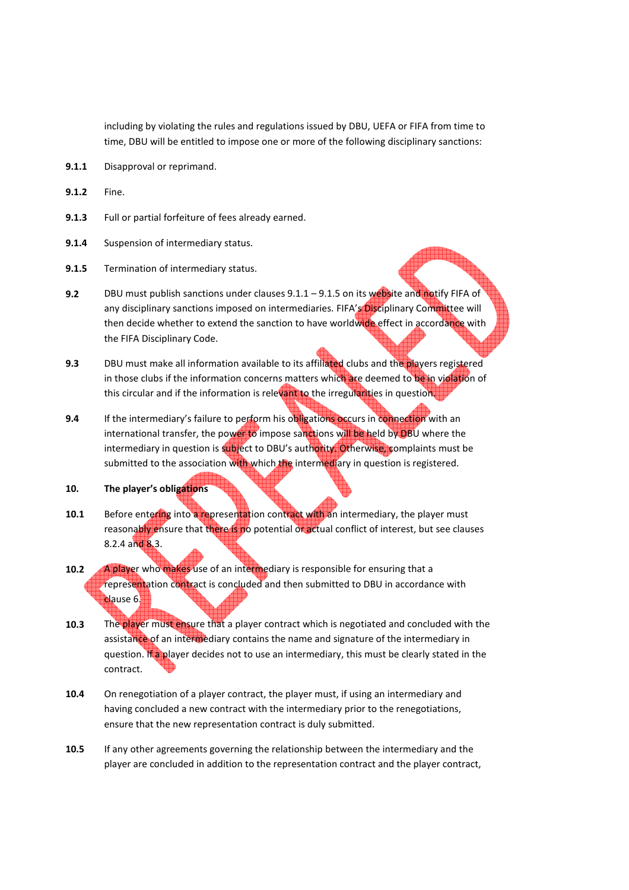including by violating the rules and regulations issued by DBU, UEFA or FIFA from time to time, DBU will be entitled to impose one or more of the following disciplinary sanctions:

**9.1.1** Disapproval or reprimand.

**9.1.2** Fine.

**9.1.3** Full or partial forfeiture of fees already earned.

**9.1.4** Suspension of intermediary status.

**9.1.5** Termination of intermediary status.

**9.2** DBU must publish sanctions under clauses 9.1.1 – 9.1.5 on its website and notify FIFA of any disciplinary sanctions imposed on intermediaries. FIFA's Disciplinary Committee will then decide whether to extend the sanction to have worldwide effect in accordance with the FIFA Disciplinary Code.

**9.3** DBU must make all information available to its affiliated clubs and the players registered in those clubs if the information concerns matters which are deemed to be in violation of this circular and if the information is relevant to the irregularities in question.

**9.4** If the intermediary's failure to perform his obligations occurs in connection with an international transfer, the power to impose sanctions will be held by DBU where the intermediary in question is subject to DBU's authority. Otherwise, complaints must be submitted to the association with which the intermediary in question is registered.

## 10. The player's obligations

**10.1** Before entering into a representation contract with an intermediary, the player must reasonably ensure that there is no potential or actual conflict of interest, but see clauses 8.2.4 and 8.3.

**10.2** A player who makes use of an intermediary is responsible for ensuring that a representation contract is concluded and then submitted to DBU in accordance with clause 6.

**10.3** The player must ensure that a player contract which is negotiated and concluded with the assistance of an intermediary contains the name and signature of the intermediary in question. If a player decides not to use an intermediary, this must be clearly stated in the contract.

**10.4** On renegotiation of a player contract, the player must, if using an intermediary and having concluded a new contract with the intermediary prior to the renegotiations, ensure that the new representation contract is duly submitted.

**10.5** If any other agreements governing the relationship between the intermediary and the player are concluded in addition to the representation contract and the player contract,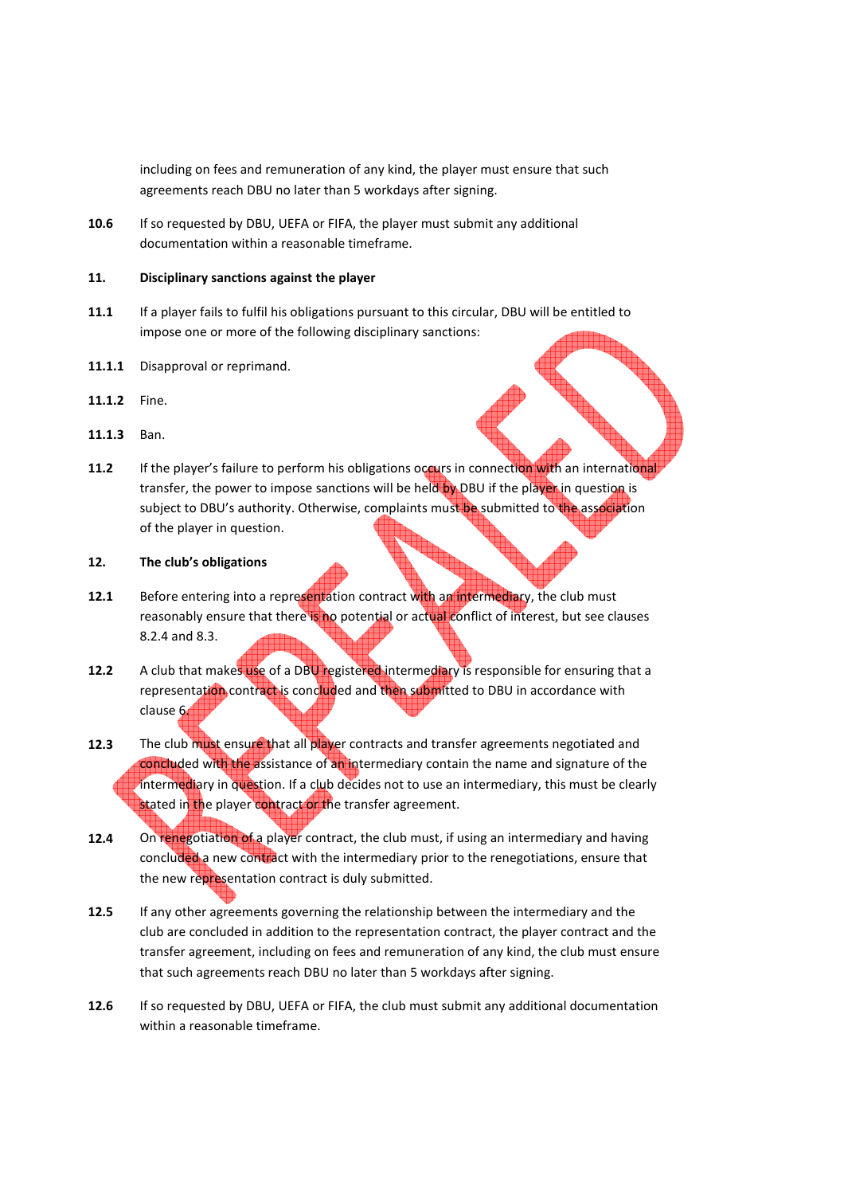including on fees and remuneration of any kind, the player must ensure that such agreements reach DBU no later than 5 workdays after signing.

**10.6** If so requested by DBU, UEFA or FIFA, the player must submit any additional documentation within a reasonable timeframe.

## 11. Disciplinary sanctions against the player

**11.1** If a player fails to fulfil his obligations pursuant to this circular, DBU will be entitled to impose one or more of the following disciplinary sanctions:

**11.1.1** Disapproval or reprimand.

**11.1.2** Fine.

**11.1.3** Ban.

**11.2** If the player's failure to perform his obligations occurs in connection with an international transfer, the power to impose sanctions will be held by DBU if the player in question is subject to DBU's authority. Otherwise, complaints must be submitted to the association of the player in question.

## 12. The club's obligations

**12.1** Before entering into a representation contract with an intermediary, the club must reasonably ensure that there is no potential or actual conflict of interest, but see clauses 8.2.4 and 8.3.

**12.2** A club that makes use of a DBU registered intermediary is responsible for ensuring that a representation contract is concluded and then submitted to DBU in accordance with clause 6.

**12.3** The club must ensure that all player contracts and transfer agreements negotiated and concluded with the assistance of an intermediary contain the name and signature of the intermediary in question. If a club decides not to use an intermediary, this must be clearly stated in the player contract or the transfer agreement.

**12.4** On renegotiation of a player contract, the club must, if using an intermediary and having concluded a new contract with the intermediary prior to the renegotiations, ensure that the new representation contract is duly submitted.

**12.5** If any other agreements governing the relationship between the intermediary and the club are concluded in addition to the representation contract, the player contract and the transfer agreement, including on fees and remuneration of any kind, the club must ensure that such agreements reach DBU no later than 5 workdays after signing.

**12.6** If so requested by DBU, UEFA or FIFA, the club must submit any additional documentation within a reasonable timeframe.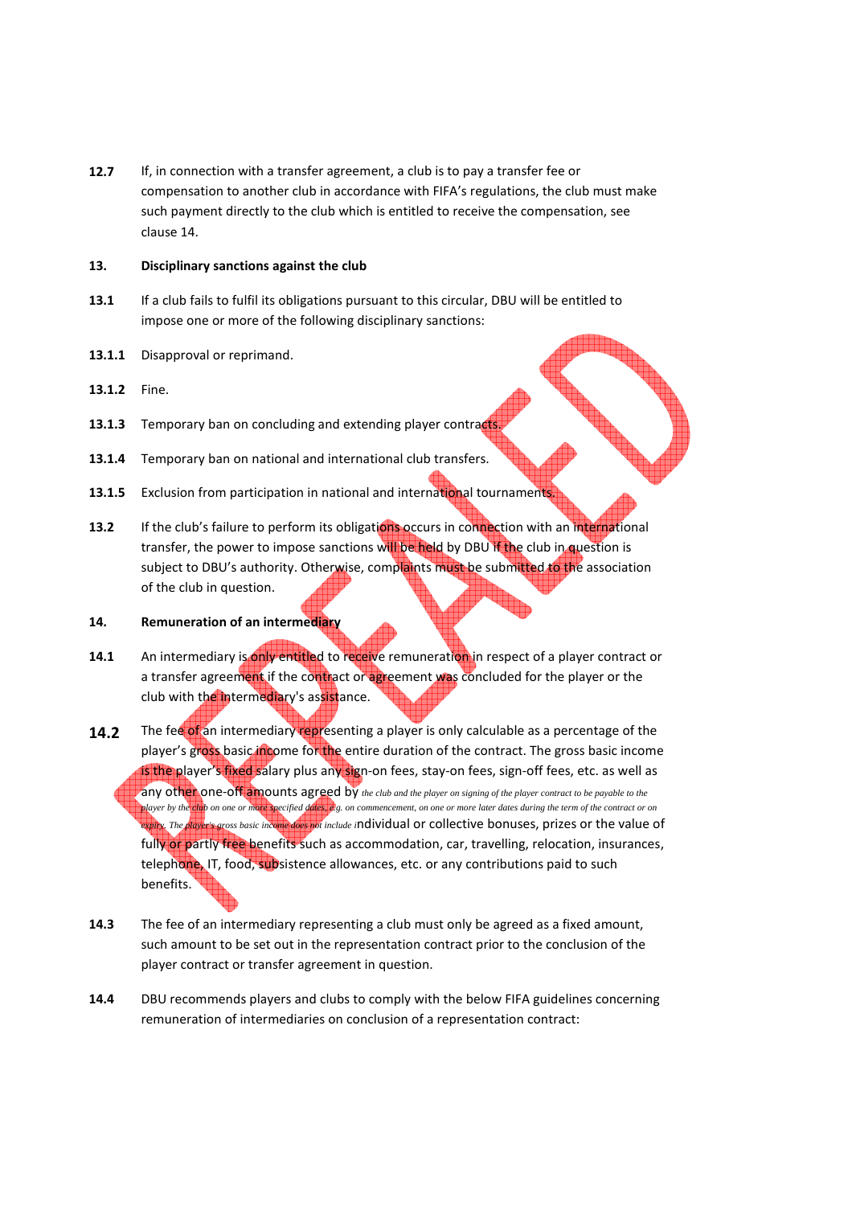**12.7** If, in connection with a transfer agreement, a club is to pay a transfer fee or compensation to another club in accordance with FIFA's regulations, the club must make such payment directly to the club which is entitled to receive the compensation, see clause 14.

## 13. Disciplinary sanctions against the club

**13.1** If a club fails to fulfil its obligations pursuant to this circular, DBU will be entitled to impose one or more of the following disciplinary sanctions:

**13.1.1** Disapproval or reprimand.

**13.1.2** Fine.

**13.1.3** Temporary ban on concluding and extending player contracts.

**13.1.4** Temporary ban on national and international club transfers.

**13.1.5** Exclusion from participation in national and international tournaments.

**13.2** If the club's failure to perform its obligations occurs in connection with an international transfer, the power to impose sanctions will be held by DBU if the club in question is subject to DBU's authority. Otherwise, complaints must be submitted to the association of the club in question.

## 14. Remuneration of an intermediary

**14.1** An intermediary is only entitled to receive remuneration in respect of a player contract or a transfer agreement if the contract or agreement was concluded for the player or the club with the intermediary's assistance.

**14.2** The fee of an intermediary representing a player is only calculable as a percentage of the player's gross basic income for the entire duration of the contract. The gross basic income is the player's fixed salary plus any sign-on fees, stay-on fees, sign-off fees, etc. as well as any other one-off amounts agreed by the club and the player on signing of the player contract to be payable to the player by the club on one or more specified dates, e.g. on commencement, on one or more later dates during the term of the contract or on expiry. The player's gross basic income does not include individual or collective bonuses, prizes or the value of fully or partly free benefits such as accommodation, car, travelling, relocation, insurances, telephone, IT, food, subsistence allowances, etc. or any contributions paid to such benefits.

**14.3** The fee of an intermediary representing a club must only be agreed as a fixed amount, such amount to be set out in the representation contract prior to the conclusion of the player contract or transfer agreement in question.

**14.4** DBU recommends players and clubs to comply with the below FIFA guidelines concerning remuneration of intermediaries on conclusion of a representation contract: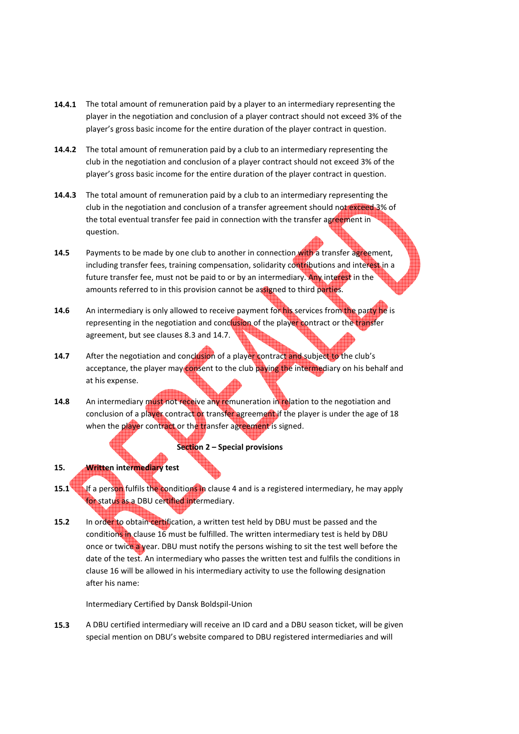**14.4.1** The total amount of remuneration paid by a player to an intermediary representing the player in the negotiation and conclusion of a player contract should not exceed 3% of the player's gross basic income for the entire duration of the player contract in question.

**14.4.2** The total amount of remuneration paid by a club to an intermediary representing the club in the negotiation and conclusion of a player contract should not exceed 3% of the player's gross basic income for the entire duration of the player contract in question.

**14.4.3** The total amount of remuneration paid by a club to an intermediary representing the club in the negotiation and conclusion of a transfer agreement should not exceed 3% of the total eventual transfer fee paid in connection with the transfer agreement in question.

**14.5** Payments to be made by one club to another in connection with a transfer agreement, including transfer fees, training compensation, solidarity contributions and interest in a future transfer fee, must not be paid to or by an intermediary. Any interest in the amounts referred to in this provision cannot be assigned to third parties.

**14.6** An intermediary is only allowed to receive payment for his services from the party he is representing in the negotiation and conclusion of the player contract or the transfer agreement, but see clauses 8.3 and 14.7.

**14.7** After the negotiation and conclusion of a player contract and subject to the club's acceptance, the player may consent to the club paying the intermediary on his behalf and at his expense.

**14.8** An intermediary must not receive any remuneration in relation to the negotiation and conclusion of a player contract or transfer agreement if the player is under the age of 18 when the player contract or the transfer agreement is signed.

**Section 2 – Special provisions**

**15. Written intermediary test**

**15.1** If a person fulfils the conditions in clause 4 and is a registered intermediary, he may apply for status as a DBU certified intermediary.

**15.2** In order to obtain certification, a written test held by DBU must be passed and the conditions in clause 16 must be fulfilled. The written intermediary test is held by DBU once or twice a year. DBU must notify the persons wishing to sit the test well before the date of the test. An intermediary who passes the written test and fulfils the conditions in clause 16 will be allowed in his intermediary activity to use the following designation after his name:

Intermediary Certified by Dansk Boldspil-Union

**15.3** A DBU certified intermediary will receive an ID card and a DBU season ticket, will be given special mention on DBU's website compared to DBU registered intermediaries and will

REPEALED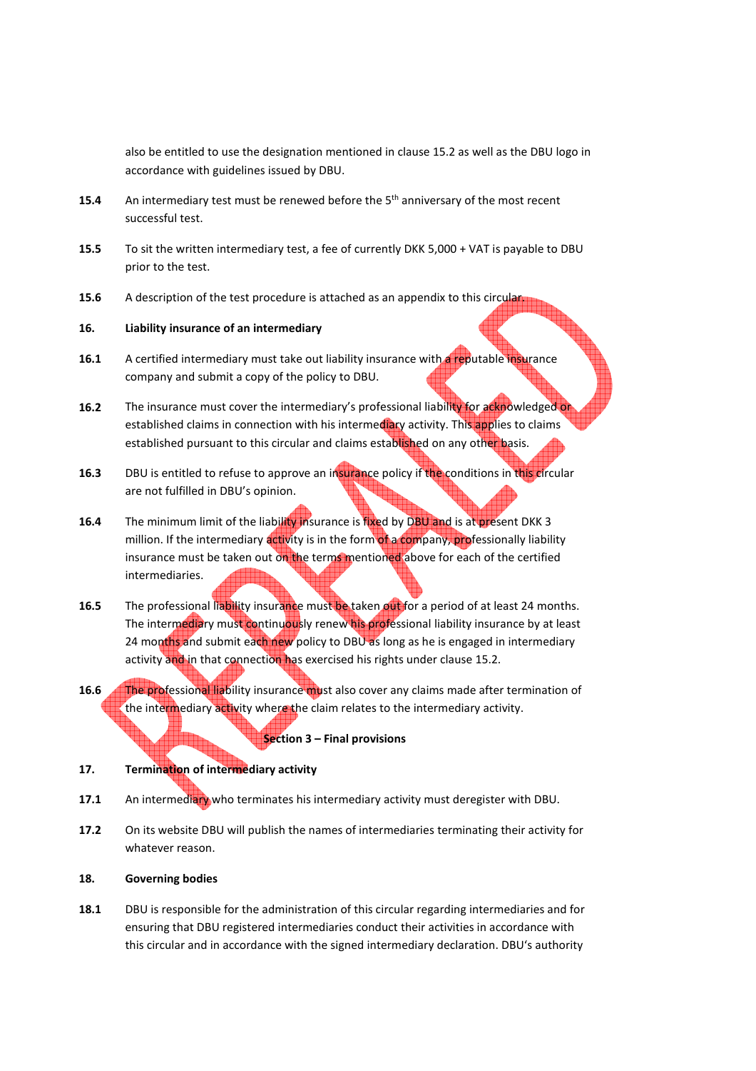also be entitled to use the designation mentioned in clause 15.2 as well as the DBU logo in accordance with guidelines issued by DBU.

**15.4** An intermediary test must be renewed before the 5th anniversary of the most recent successful test.

**15.5** To sit the written intermediary test, a fee of currently DKK 5,000 + VAT is payable to DBU prior to the test.

**15.6** A description of the test procedure is attached as an appendix to this circular.

**16. Liability insurance of an intermediary**

**16.1** A certified intermediary must take out liability insurance with a reputable insurance company and submit a copy of the policy to DBU.

**16.2** The insurance must cover the intermediary's professional liability for acknowledged or established claims in connection with his intermediary activity. This applies to claims established pursuant to this circular and claims established on any other basis.

**16.3** DBU is entitled to refuse to approve an insurance policy if the conditions in this circular are not fulfilled in DBU's opinion.

**16.4** The minimum limit of the liability insurance is fixed by DBU and is at present DKK 3 million. If the intermediary activity is in the form of a company, professionally liability insurance must be taken out on the terms mentioned above for each of the certified intermediaries.

**16.5** The professional liability insurance must be taken out for a period of at least 24 months. The intermediary must continuously renew his professional liability insurance by at least 24 months and submit each new policy to DBU as long as he is engaged in intermediary activity and in that connection has exercised his rights under clause 15.2.

**16.6** The professional liability insurance must also cover any claims made after termination of the intermediary activity where the claim relates to the intermediary activity.

## Section 3 – Final provisions

**17. Termination of intermediary activity**

**17.1** An intermediary who terminates his intermediary activity must deregister with DBU.

**17.2** On its website DBU will publish the names of intermediaries terminating their activity for whatever reason.

**18. Governing bodies**

**18.1** DBU is responsible for the administration of this circular regarding intermediaries and for ensuring that DBU registered intermediaries conduct their activities in accordance with this circular and in accordance with the signed intermediary declaration. DBU's authority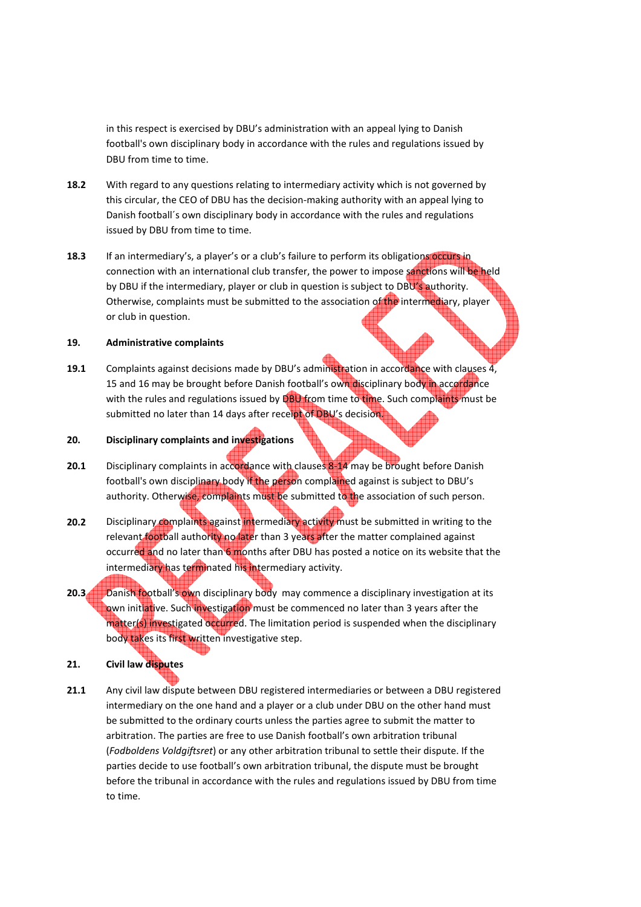in this respect is exercised by DBU's administration with an appeal lying to Danish football's own disciplinary body in accordance with the rules and regulations issued by DBU from time to time.

**18.2** With regard to any questions relating to intermediary activity which is not governed by this circular, the CEO of DBU has the decision-making authority with an appeal lying to Danish football´s own disciplinary body in accordance with the rules and regulations issued by DBU from time to time.

**18.3** If an intermediary's, a player's or a club's failure to perform its obligations occurs in connection with an international club transfer, the power to impose sanctions will be held by DBU if the intermediary, player or club in question is subject to DBU's authority. Otherwise, complaints must be submitted to the association of the intermediary, player or club in question.

## 19. Administrative complaints

**19.1** Complaints against decisions made by DBU's administration in accordance with clauses 4, 15 and 16 may be brought before Danish football's own disciplinary body in accordance with the rules and regulations issued by DBU from time to time. Such complaints must be submitted no later than 14 days after receipt of DBU's decision.

## 20. Disciplinary complaints and investigations

**20.1** Disciplinary complaints in accordance with clauses 8-14 may be brought before Danish football's own disciplinary body if the person complained against is subject to DBU's authority. Otherwise, complaints must be submitted to the association of such person.

**20.2** Disciplinary complaints against intermediary activity must be submitted in writing to the relevant football authority no later than 3 years after the matter complained against occurred and no later than 6 months after DBU has posted a notice on its website that the intermediary has terminated his intermediary activity.

**20.3** Danish football's own disciplinary body may commence a disciplinary investigation at its own initiative. Such investigation must be commenced no later than 3 years after the matter(s) investigated occurred. The limitation period is suspended when the disciplinary body takes its first written investigative step.

## 21. Civil law disputes

**21.1** Any civil law dispute between DBU registered intermediaries or between a DBU registered intermediary on the one hand and a player or a club under DBU on the other hand must be submitted to the ordinary courts unless the parties agree to submit the matter to arbitration. The parties are free to use Danish football's own arbitration tribunal (*Fodboldens Voldgiftsret*) or any other arbitration tribunal to settle their dispute. If the parties decide to use football's own arbitration tribunal, the dispute must be brought before the tribunal in accordance with the rules and regulations issued by DBU from time to time.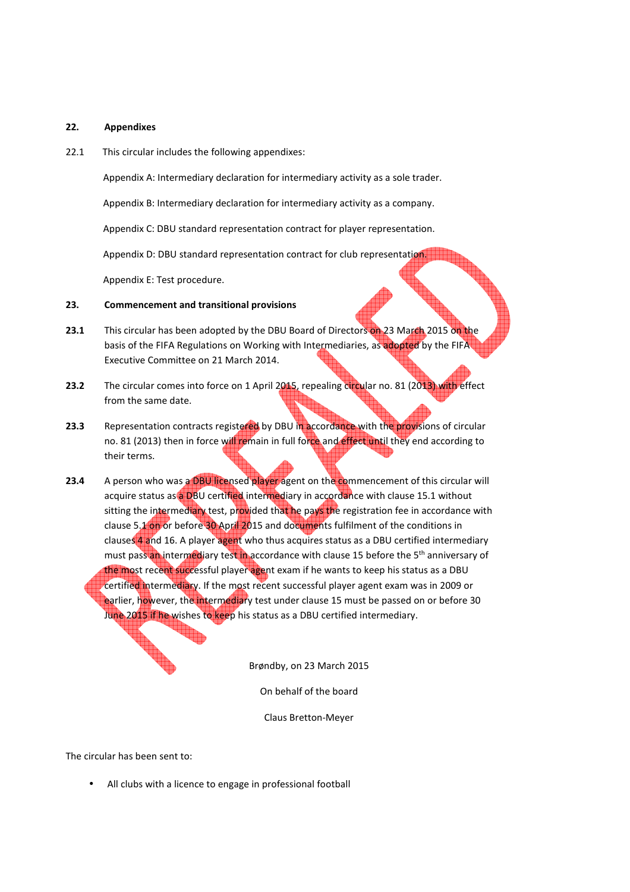## 22. Appendixes

22.1 This circular includes the following appendixes:

Appendix A: Intermediary declaration for intermediary activity as a sole trader.

Appendix B: Intermediary declaration for intermediary activity as a company.

Appendix C: DBU standard representation contract for player representation.

Appendix D: DBU standard representation contract for club representation.

Appendix E: Test procedure.

## 23. Commencement and transitional provisions

**23.1** This circular has been adopted by the DBU Board of Directors on 23 March 2015 on the basis of the FIFA Regulations on Working with Intermediaries, as adopted by the FIFA Executive Committee on 21 March 2014.

**23.2** The circular comes into force on 1 April 2015, repealing circular no. 81 (2013) with effect from the same date.

**23.3** Representation contracts registered by DBU in accordance with the provisions of circular no. 81 (2013) then in force will remain in full force and effect until they end according to their terms.

**23.4** A person who was a DBU licensed player agent on the commencement of this circular will acquire status as a DBU certified intermediary in accordance with clause 15.1 without sitting the intermediary test, provided that he pays the registration fee in accordance with clause 5.1 on or before 30 April 2015 and documents fulfilment of the conditions in clauses 4 and 16. A player agent who thus acquires status as a DBU certified intermediary must pass an intermediary test in accordance with clause 15 before the 5th anniversary of the most recent successful player agent exam if he wants to keep his status as a DBU certified intermediary. If the most recent successful player agent exam was in 2009 or earlier, however, the intermediary test under clause 15 must be passed on or before 30 June 2015 if he wishes to keep his status as a DBU certified intermediary.

Brøndby, on 23 March 2015

On behalf of the board

Claus Bretton-Meyer

The circular has been sent to:

- All clubs with a licence to engage in professional football

REPEALED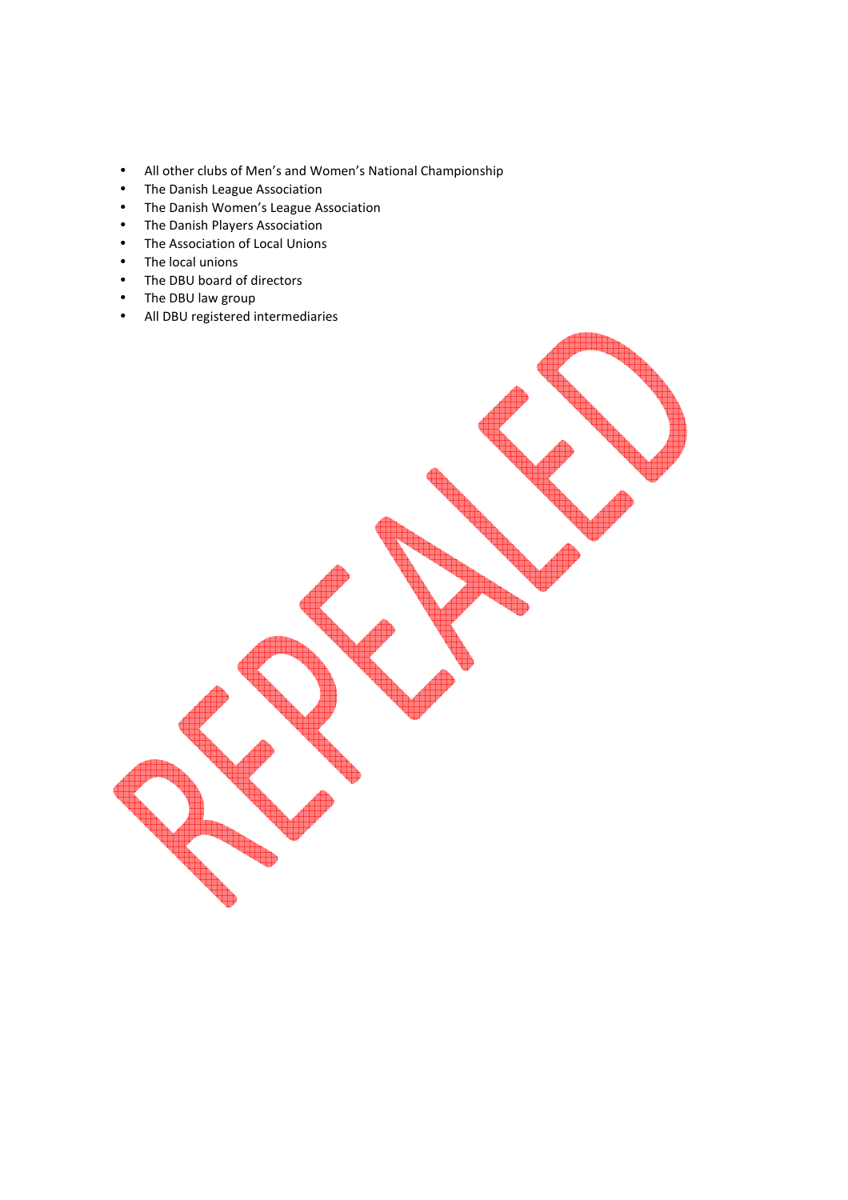- All other clubs of Men's and Women's National Championship
- The Danish League Association
- The Danish Women's League Association
- The Danish Players Association
- The Association of Local Unions
- The local unions
- The DBU board of directors
- The DBU law group
- All DBU registered intermediaries

REPEALED